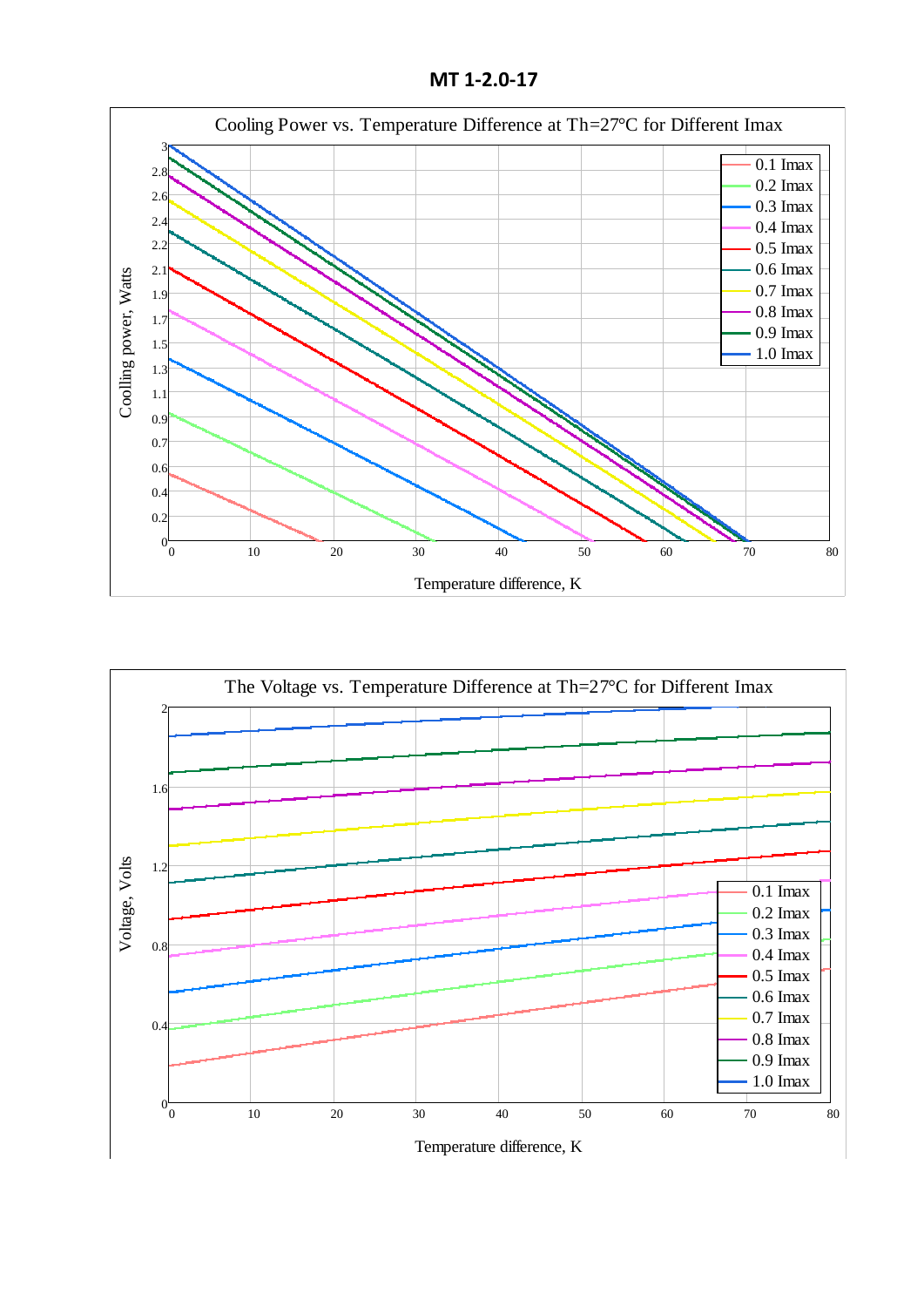# MT 1-2.0-17

Cooling Power vs. Temperature Difference at Th=27°C for Different Imax

The Voltage vs. Temperature Difference at Th=27°C for Different Imax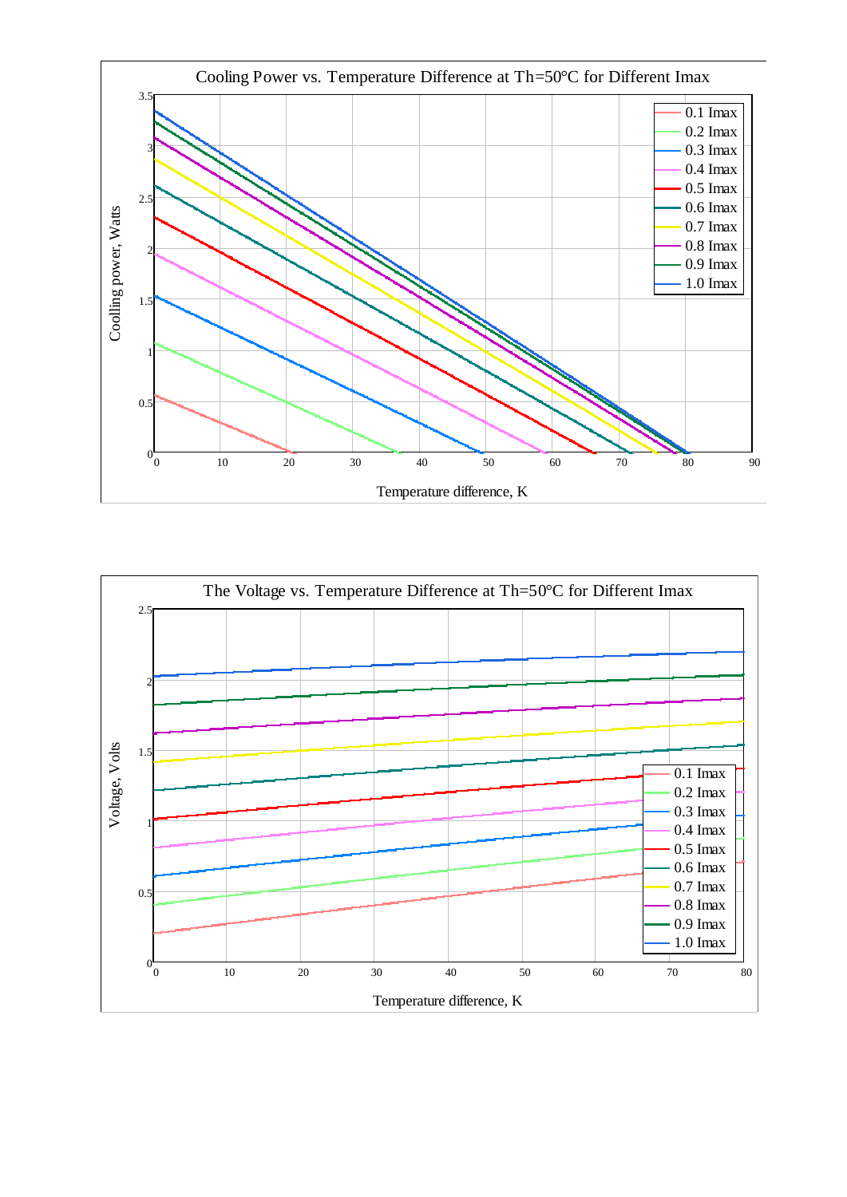Cooling Power vs. Temperature Difference at Th=50°C for Different Imax

Coolling power, Watts

3.5
3
2.5
2
1.5
1
0.5
0

0
10
20
30
40
50
60
70
80
90

Temperature difference, K

0.1 Imax
0.2 Imax
0.3 Imax
0.4 Imax
0.5 Imax
0.6 Imax
0.7 Imax
0.8 Imax
0.9 Imax
1.0 Imax

The Voltage vs. Temperature Difference at Th=50°C for Different Imax

Voltage, Volts

2.5
2
1.5
1
0.5
0

0
10
20
30
40
50
60
70
80

Temperature difference, K

0.1 Imax
0.2 Imax
0.3 Imax
0.4 Imax
0.5 Imax
0.6 Imax
0.7 Imax
0.8 Imax
0.9 Imax
1.0 Imax